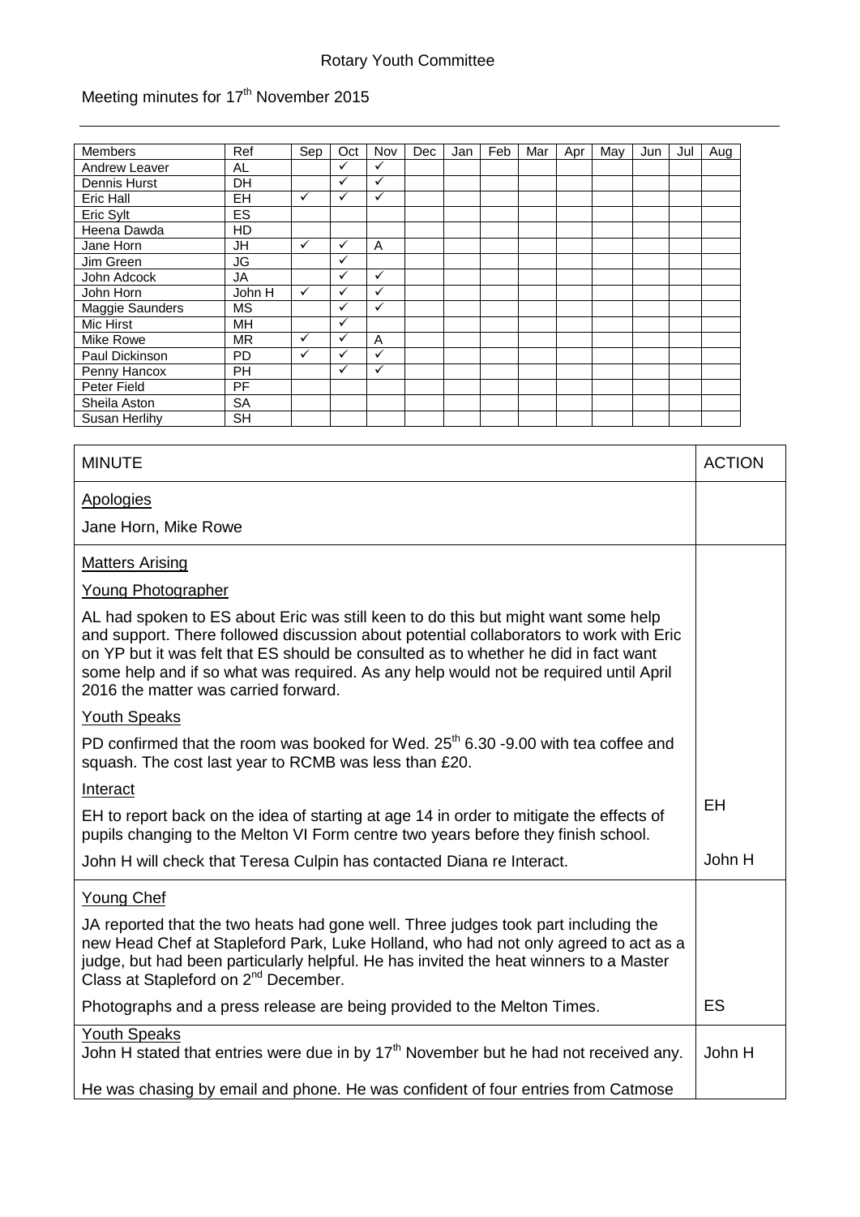Rotary Youth Committee

Meeting minutes for 17th November 2015

| Members | Ref | Sep | Oct | Nov | Dec | Jan | Feb | Mar | Apr | May | Jun | Jul | Aug |
|---|---|---|---|---|---|---|---|---|---|---|---|---|---|
| Andrew Leaver | AL | | ✓ | ✓ | | | | | | | | | |
| Dennis Hurst | DH | | ✓ | ✓ | | | | | | | | | |
| Eric Hall | EH | ✓ | ✓ | ✓ | | | | | | | | | |
| Eric Sylt | ES | | | | | | | | | | | | |
| Heena Dawda | HD | | | | | | | | | | | | |
| Jane Horn | JH | ✓ | ✓ | A | | | | | | | | | |
| Jim Green | JG | | ✓ | | | | | | | | | | |
| John Adcock | JA | | ✓ | ✓ | | | | | | | | | |
| John Horn | John H | ✓ | ✓ | ✓ | | | | | | | | | |
| Maggie Saunders | MS | | ✓ | ✓ | | | | | | | | | |
| Mic Hirst | MH | | ✓ | | | | | | | | | | |
| Mike Rowe | MR | ✓ | ✓ | A | | | | | | | | | |
| Paul Dickinson | PD | ✓ | ✓ | ✓ | | | | | | | | | |
| Penny Hancox | PH | | ✓ | ✓ | | | | | | | | | |
| Peter Field | PF | | | | | | | | | | | | |
| Sheila Aston | SA | | | | | | | | | | | | |
| Susan Herlihy | SH | | | | | | | | | | | | |

| MINUTE | ACTION |
|---|---|
| **Apologies**<br><br>Jane Horn, Mike Rowe | |
| **Matters Arising**<br><br>**Young Photographer**<br><br>AL had spoken to ES about Eric was still keen to do this but might want some help and support. There followed discussion about potential collaborators to work with Eric on YP but it was felt that ES should be consulted as to whether he did in fact want some help and if so what was required. As any help would not be required until April 2016 the matter was carried forward.<br><br>**Youth Speaks**<br><br>PD confirmed that the room was booked for Wed. 25th 6.30 -9.00 with tea coffee and squash. The cost last year to RCMB was less than £20.<br><br>**Interact**<br><br>EH to report back on the idea of starting at age 14 in order to mitigate the effects of pupils changing to the Melton VI Form centre two years before they finish school.<br><br>John H will check that Teresa Culpin has contacted Diana re Interact. | <br><br><br><br><br><br><br><br><br><br><br><br>EH<br><br>John H |
| **Young Chef**<br><br>JA reported that the two heats had gone well. Three judges took part including the new Head Chef at Stapleford Park, Luke Holland, who had not only agreed to act as a judge, but had been particularly helpful. He has invited the heat winners to a Master Class at Stapleford on 2nd December.<br><br>Photographs and a press release are being provided to the Melton Times. | <br><br><br><br><br><br>ES |
| **Youth Speaks**<br><br>John H stated that entries were due in by 17th November but he had not received any.<br><br>He was chasing by email and phone. He was confident of four entries from Catmose | John H |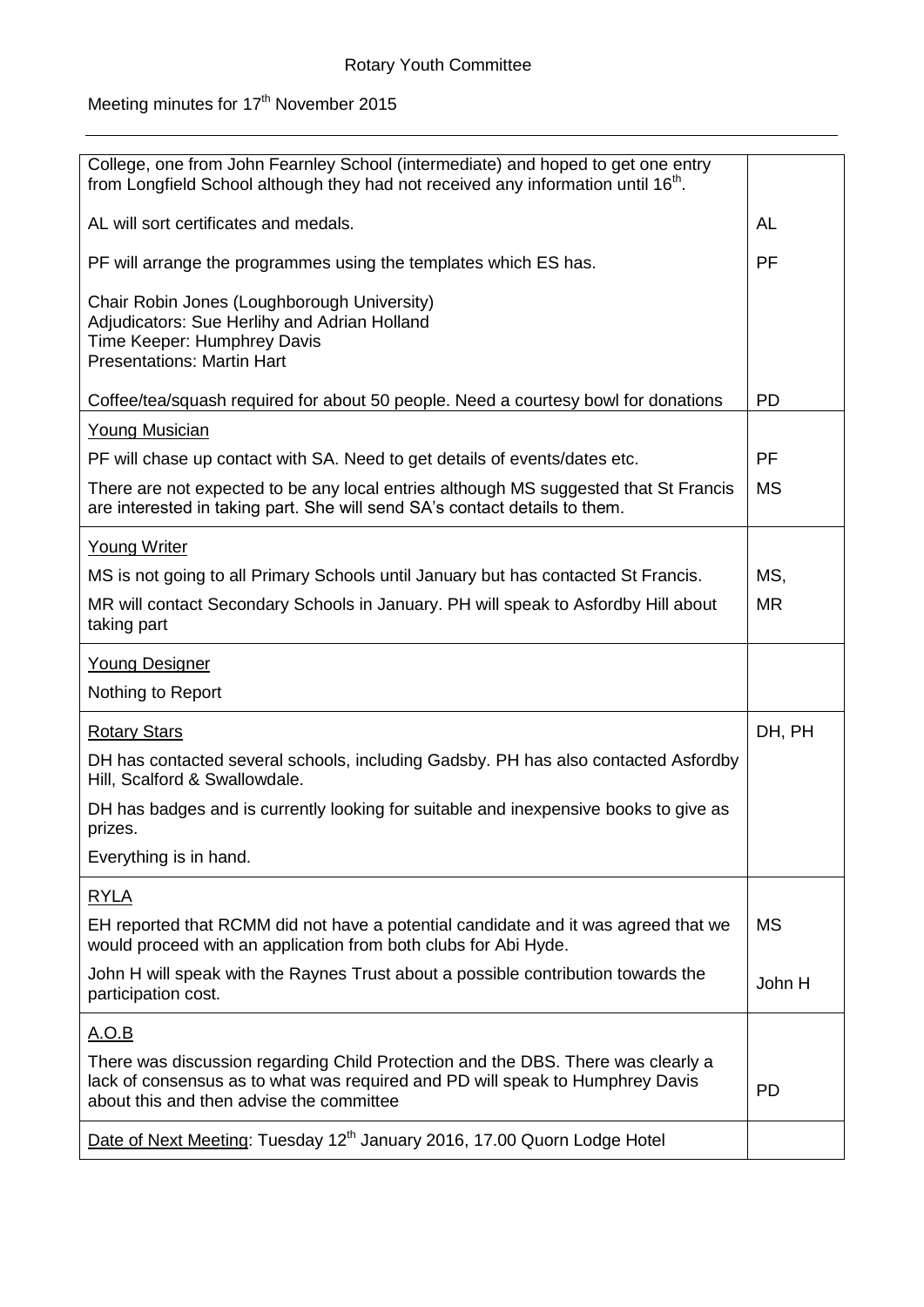Rotary Youth Committee

Meeting minutes for 17th November 2015

| | |
|---|---|
| College, one from John Fearnley School (intermediate) and hoped to get one entry from Longfield School although they had not received any information until 16th.<br><br>AL will sort certificates and medals.<br><br>PF will arrange the programmes using the templates which ES has.<br><br>Chair Robin Jones (Loughborough University)<br>Adjudicators: Sue Herlihy and Adrian Holland<br>Time Keeper: Humphrey Davis<br>Presentations: Martin Hart<br><br>Coffee/tea/squash required for about 50 people. Need a courtesy bowl for donations | <br><br>AL<br><br>PF<br><br><br><br><br><br><br>PD |
| Young Musician<br><br>PF will chase up contact with SA. Need to get details of events/dates etc.<br><br>There are not expected to be any local entries although MS suggested that St Francis are interested in taking part. She will send SA's contact details to them. | <br><br>PF<br><br>MS |
| Young Writer<br><br>MS is not going to all Primary Schools until January but has contacted St Francis.<br><br>MR will contact Secondary Schools in January. PH will speak to Asfordby Hill about taking part | <br><br>MS,<br><br>MR |
| Young Designer<br><br>Nothing to Report | |
| Rotary Stars<br><br>DH has contacted several schools, including Gadsby. PH has also contacted Asfordby Hill, Scalford & Swallowdale.<br><br>DH has badges and is currently looking for suitable and inexpensive books to give as prizes.<br><br>Everything is in hand. | DH, PH |
| RYLA<br><br>EH reported that RCMM did not have a potential candidate and it was agreed that we would proceed with an application from both clubs for Abi Hyde.<br><br>John H will speak with the Raynes Trust about a possible contribution towards the participation cost. | <br><br>MS<br><br><br>John H |
| A.O.B<br><br>There was discussion regarding Child Protection and the DBS. There was clearly a lack of consensus as to what was required and PD will speak to Humphrey Davis about this and then advise the committee | <br><br><br>PD |
| Date of Next Meeting: Tuesday 12th January 2016, 17.00 Quorn Lodge Hotel | |